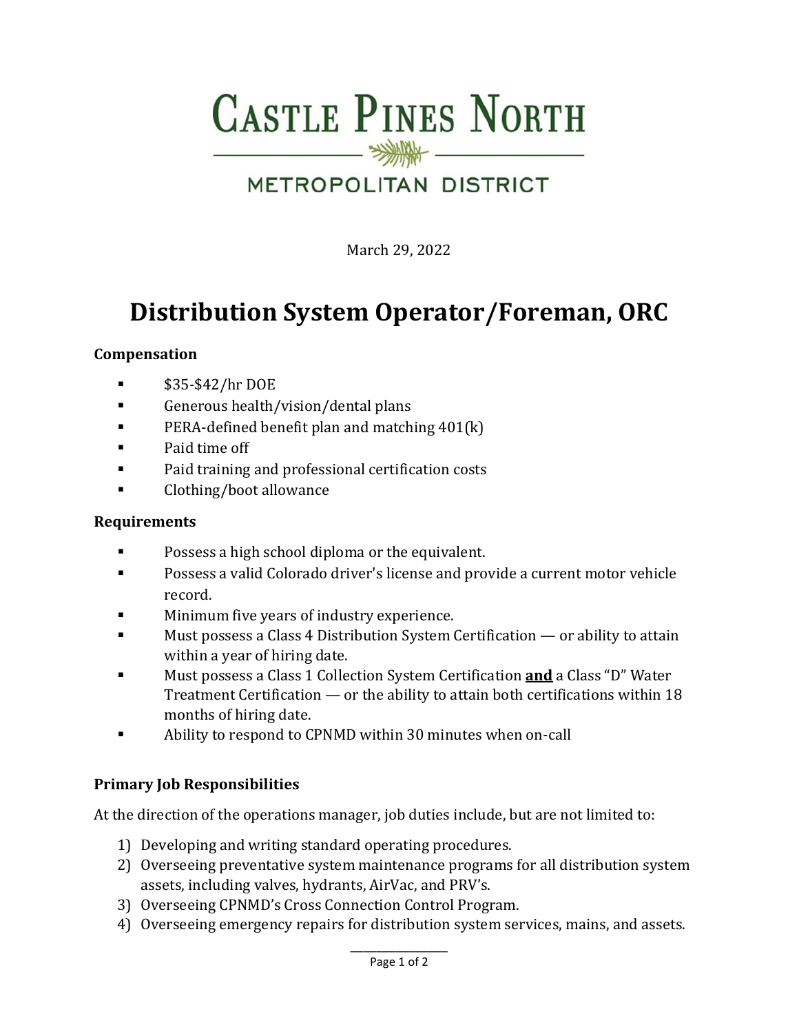# CASTLE PINES NORTH

METROPOLITAN DISTRICT

March 29, 2022

# Distribution System Operator/Foreman, ORC

### Compensation

- $35-$42/hr DOE
- Generous health/vision/dental plans
- PERA-defined benefit plan and matching 401(k)
- Paid time off
- Paid training and professional certification costs
- Clothing/boot allowance

### Requirements

- Possess a high school diploma or the equivalent.
- Possess a valid Colorado driver's license and provide a current motor vehicle record.
- Minimum five years of industry experience.
- Must possess a Class 4 Distribution System Certification — or ability to attain within a year of hiring date.
- Must possess a Class 1 Collection System Certification **and** a Class "D" Water Treatment Certification — or the ability to attain both certifications within 18 months of hiring date.
- Ability to respond to CPNMD within 30 minutes when on-call

### Primary Job Responsibilities

At the direction of the operations manager, job duties include, but are not limited to:

1) Developing and writing standard operating procedures.
2) Overseeing preventative system maintenance programs for all distribution system assets, including valves, hydrants, AirVac, and PRV's.
3) Overseeing CPNMD's Cross Connection Control Program.
4) Overseeing emergency repairs for distribution system services, mains, and assets.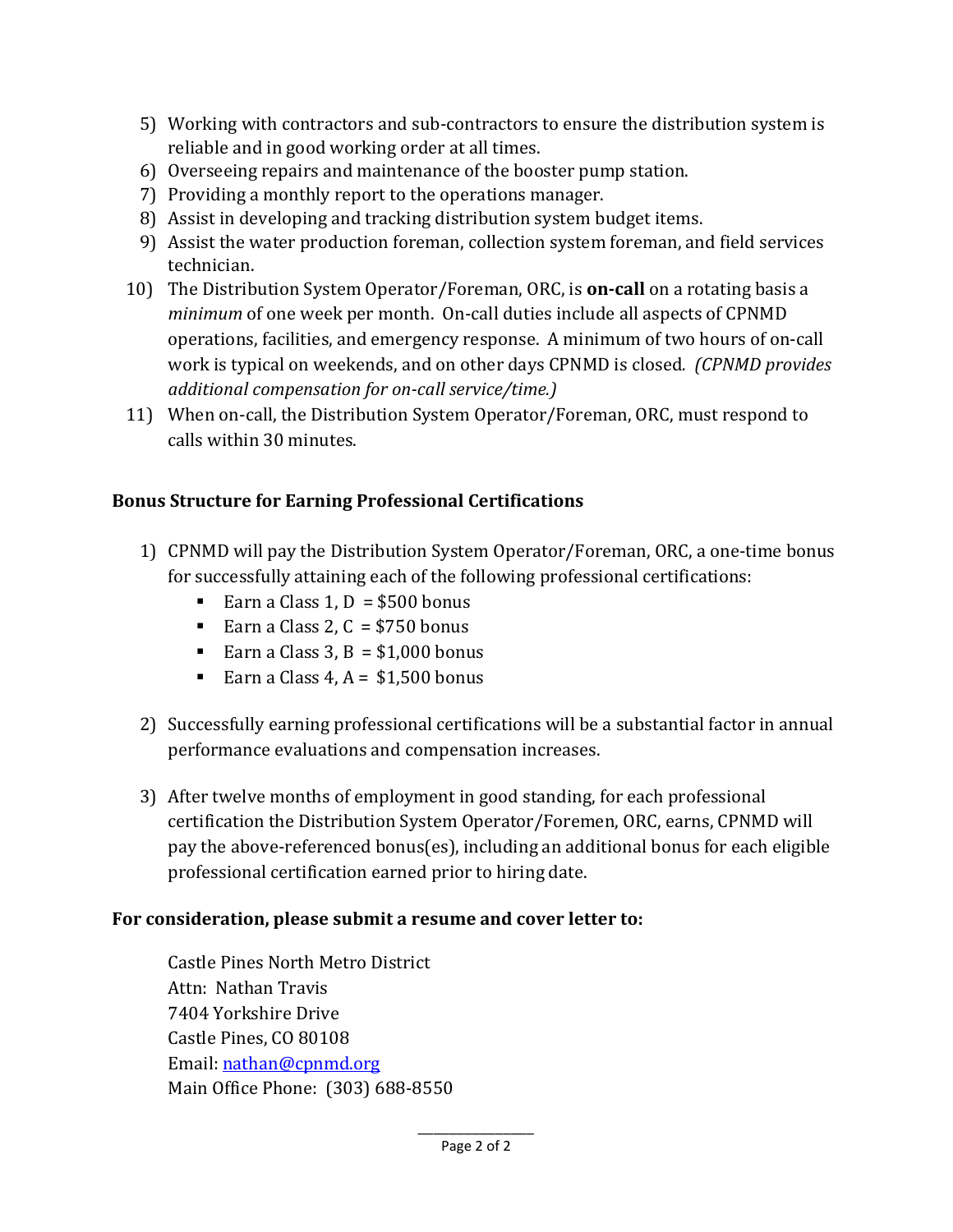5) Working with contractors and sub-contractors to ensure the distribution system is reliable and in good working order at all times.
6) Overseeing repairs and maintenance of the booster pump station.
7) Providing a monthly report to the operations manager.
8) Assist in developing and tracking distribution system budget items.
9) Assist the water production foreman, collection system foreman, and field services technician.
10) The Distribution System Operator/Foreman, ORC, is **on-call** on a rotating basis a *minimum* of one week per month. On-call duties include all aspects of CPNMD operations, facilities, and emergency response. A minimum of two hours of on-call work is typical on weekends, and on other days CPNMD is closed. *(CPNMD provides additional compensation for on-call service/time.)*
11) When on-call, the Distribution System Operator/Foreman, ORC, must respond to calls within 30 minutes.

**Bonus Structure for Earning Professional Certifications**

1) CPNMD will pay the Distribution System Operator/Foreman, ORC, a one-time bonus for successfully attaining each of the following professional certifications:
   - Earn a Class 1, D = $500 bonus
   - Earn a Class 2, C = $750 bonus
   - Earn a Class 3, B = $1,000 bonus
   - Earn a Class 4, A = $1,500 bonus

2) Successfully earning professional certifications will be a substantial factor in annual performance evaluations and compensation increases.

3) After twelve months of employment in good standing, for each professional certification the Distribution System Operator/Foremen, ORC, earns, CPNMD will pay the above-referenced bonus(es), including an additional bonus for each eligible professional certification earned prior to hiring date.

**For consideration, please submit a resume and cover letter to:**

Castle Pines North Metro District
Attn: Nathan Travis
7404 Yorkshire Drive
Castle Pines, CO 80108
Email: nathan@cpnmd.org
Main Office Phone: (303) 688-8550